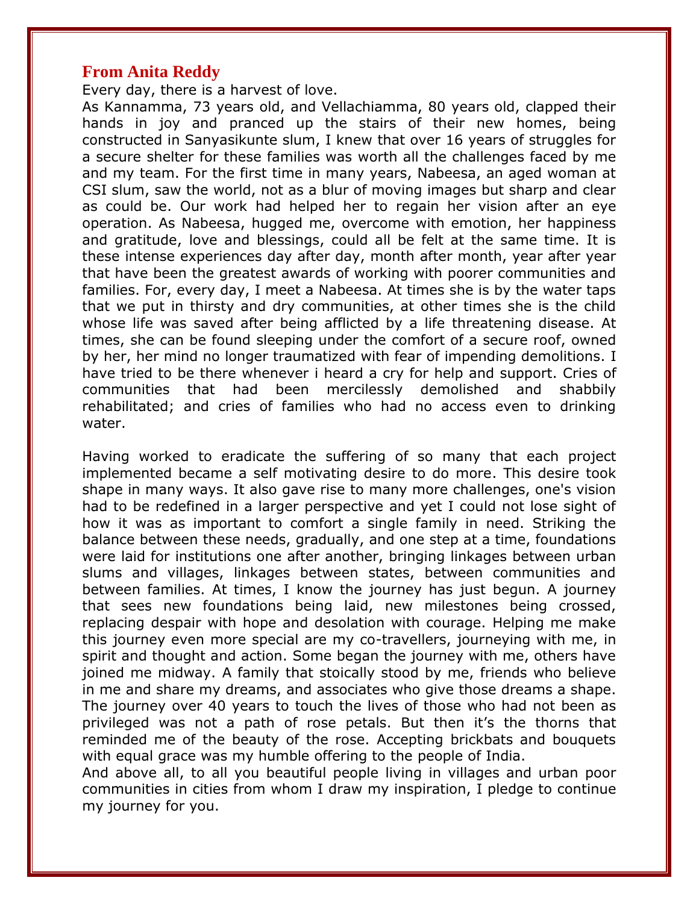## From Anita Reddy

Every day, there is a harvest of love.

As Kannamma, 73 years old, and Vellachiamma, 80 years old, clapped their hands in joy and pranced up the stairs of their new homes, being constructed in Sanyasikunte slum, I knew that over 16 years of struggles for a secure shelter for these families was worth all the challenges faced by me and my team. For the first time in many years, Nabeesa, an aged woman at CSI slum, saw the world, not as a blur of moving images but sharp and clear as could be. Our work had helped her to regain her vision after an eye operation. As Nabeesa, hugged me, overcome with emotion, her happiness and gratitude, love and blessings, could all be felt at the same time. It is these intense experiences day after day, month after month, year after year that have been the greatest awards of working with poorer communities and families. For, every day, I meet a Nabeesa. At times she is by the water taps that we put in thirsty and dry communities, at other times she is the child whose life was saved after being afflicted by a life threatening disease. At times, she can be found sleeping under the comfort of a secure roof, owned by her, her mind no longer traumatized with fear of impending demolitions. I have tried to be there whenever i heard a cry for help and support. Cries of communities that had been mercilessly demolished and shabbily rehabilitated; and cries of families who had no access even to drinking water.

Having worked to eradicate the suffering of so many that each project implemented became a self motivating desire to do more. This desire took shape in many ways. It also gave rise to many more challenges, one's vision had to be redefined in a larger perspective and yet I could not lose sight of how it was as important to comfort a single family in need. Striking the balance between these needs, gradually, and one step at a time, foundations were laid for institutions one after another, bringing linkages between urban slums and villages, linkages between states, between communities and between families. At times, I know the journey has just begun. A journey that sees new foundations being laid, new milestones being crossed, replacing despair with hope and desolation with courage. Helping me make this journey even more special are my co-travellers, journeying with me, in spirit and thought and action. Some began the journey with me, others have joined me midway. A family that stoically stood by me, friends who believe in me and share my dreams, and associates who give those dreams a shape. The journey over 40 years to touch the lives of those who had not been as privileged was not a path of rose petals. But then it's the thorns that reminded me of the beauty of the rose. Accepting brickbats and bouquets with equal grace was my humble offering to the people of India.

And above all, to all you beautiful people living in villages and urban poor communities in cities from whom I draw my inspiration, I pledge to continue my journey for you.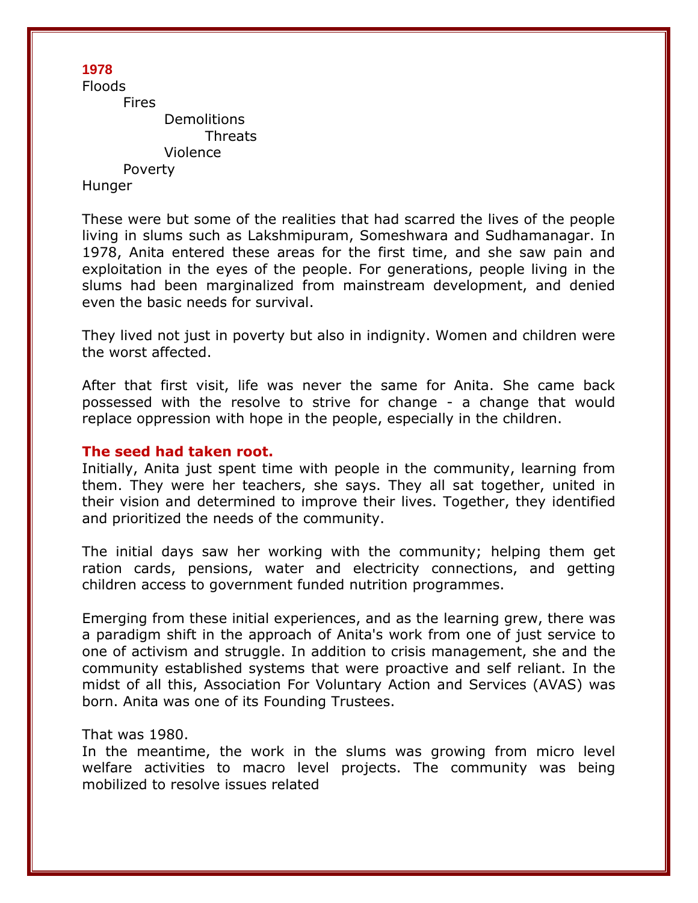**1978**

Floods
Fires
Demolitions
Threats
Violence
Poverty
Hunger

These were but some of the realities that had scarred the lives of the people living in slums such as Lakshmipuram, Someshwara and Sudhamanagar. In 1978, Anita entered these areas for the first time, and she saw pain and exploitation in the eyes of the people. For generations, people living in the slums had been marginalized from mainstream development, and denied even the basic needs for survival.

They lived not just in poverty but also in indignity. Women and children were the worst affected.

After that first visit, life was never the same for Anita. She came back possessed with the resolve to strive for change - a change that would replace oppression with hope in the people, especially in the children.

**The seed had taken root.**

Initially, Anita just spent time with people in the community, learning from them. They were her teachers, she says. They all sat together, united in their vision and determined to improve their lives. Together, they identified and prioritized the needs of the community.

The initial days saw her working with the community; helping them get ration cards, pensions, water and electricity connections, and getting children access to government funded nutrition programmes.

Emerging from these initial experiences, and as the learning grew, there was a paradigm shift in the approach of Anita's work from one of just service to one of activism and struggle. In addition to crisis management, she and the community established systems that were proactive and self reliant. In the midst of all this, Association For Voluntary Action and Services (AVAS) was born. Anita was one of its Founding Trustees.

That was 1980.
In the meantime, the work in the slums was growing from micro level welfare activities to macro level projects. The community was being mobilized to resolve issues related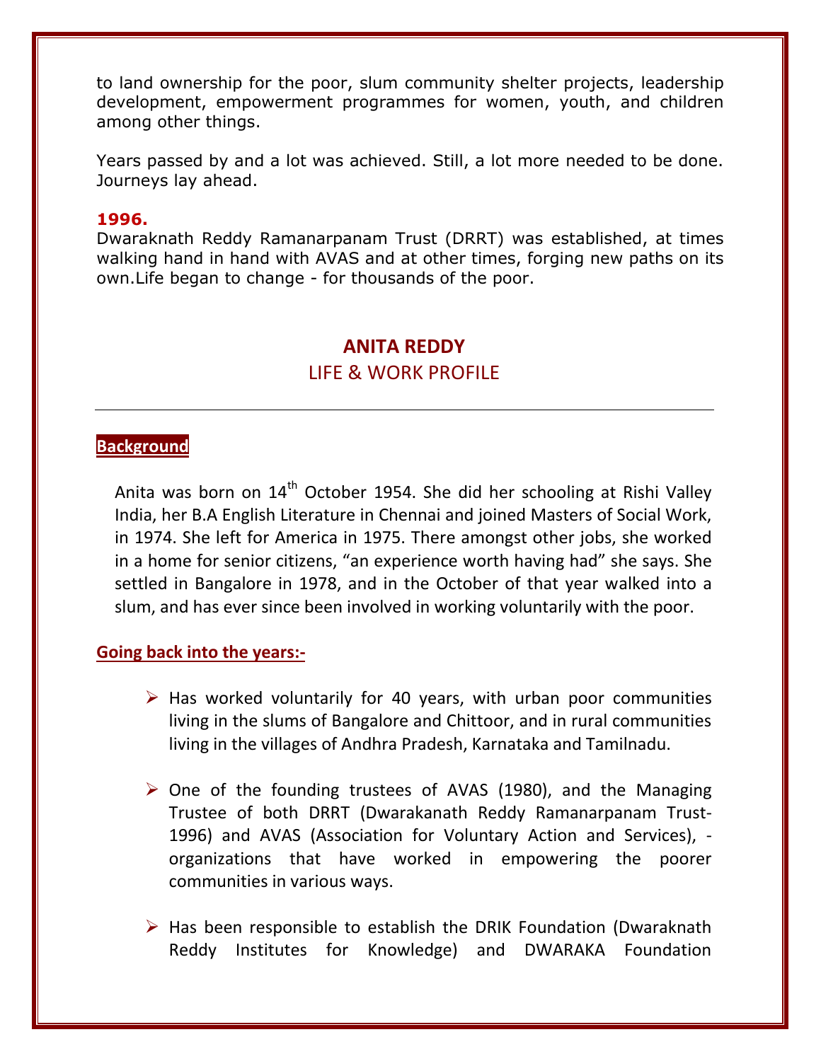to land ownership for the poor, slum community shelter projects, leadership development, empowerment programmes for women, youth, and children among other things.

Years passed by and a lot was achieved. Still, a lot more needed to be done. Journeys lay ahead.

**1996.**

Dwaraknath Reddy Ramanarpanam Trust (DRRT) was established, at times walking hand in hand with AVAS and at other times, forging new paths on its own.Life began to change - for thousands of the poor.

## ANITA REDDY
### LIFE & WORK PROFILE

---

**Background**

Anita was born on 14th October 1954. She did her schooling at Rishi Valley India, her B.A English Literature in Chennai and joined Masters of Social Work, in 1974. She left for America in 1975. There amongst other jobs, she worked in a home for senior citizens, "an experience worth having had" she says. She settled in Bangalore in 1978, and in the October of that year walked into a slum, and has ever since been involved in working voluntarily with the poor.

**Going back into the years:-**

- Has worked voluntarily for 40 years, with urban poor communities living in the slums of Bangalore and Chittoor, and in rural communities living in the villages of Andhra Pradesh, Karnataka and Tamilnadu.

- One of the founding trustees of AVAS (1980), and the Managing Trustee of both DRRT (Dwarakanath Reddy Ramanarpanam Trust-1996) and AVAS (Association for Voluntary Action and Services), - organizations that have worked in empowering the poorer communities in various ways.

- Has been responsible to establish the DRIK Foundation (Dwaraknath Reddy Institutes for Knowledge) and DWARAKA Foundation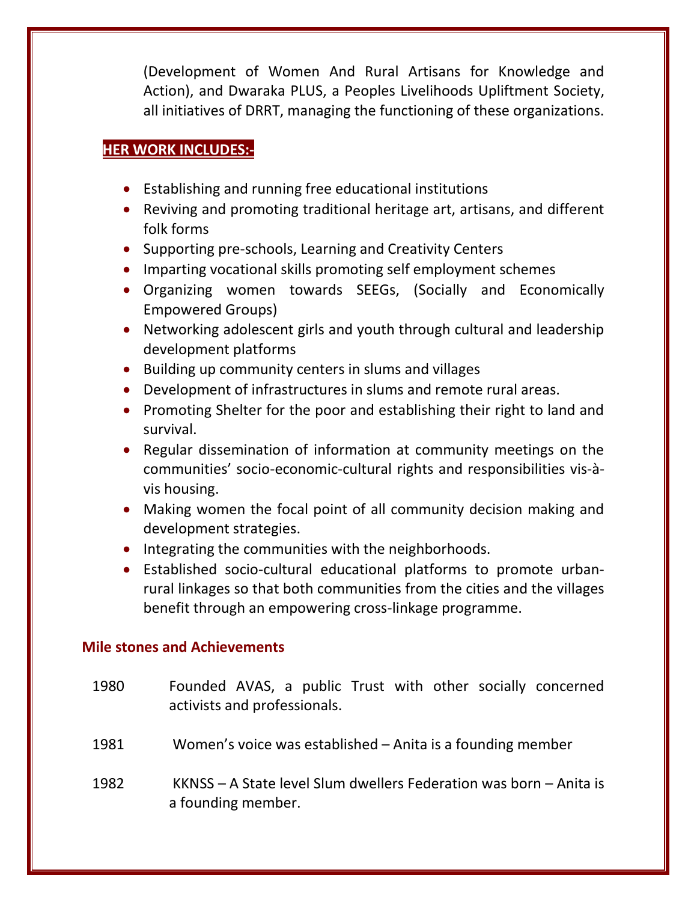(Development of Women And Rural Artisans for Knowledge and Action), and Dwaraka PLUS, a Peoples Livelihoods Upliftment Society, all initiatives of DRRT, managing the functioning of these organizations.

## HER WORK INCLUDES:-

- Establishing and running free educational institutions
- Reviving and promoting traditional heritage art, artisans, and different folk forms
- Supporting pre-schools, Learning and Creativity Centers
- Imparting vocational skills promoting self employment schemes
- Organizing women towards SEEGs, (Socially and Economically Empowered Groups)
- Networking adolescent girls and youth through cultural and leadership development platforms
- Building up community centers in slums and villages
- Development of infrastructures in slums and remote rural areas.
- Promoting Shelter for the poor and establishing their right to land and survival.
- Regular dissemination of information at community meetings on the communities' socio-economic-cultural rights and responsibilities vis-à-vis housing.
- Making women the focal point of all community decision making and development strategies.
- Integrating the communities with the neighborhoods.
- Established socio-cultural educational platforms to promote urban-rural linkages so that both communities from the cities and the villages benefit through an empowering cross-linkage programme.

## Mile stones and Achievements

1980 Founded AVAS, a public Trust with other socially concerned activists and professionals.

1981 Women's voice was established – Anita is a founding member

1982 KKNSS – A State level Slum dwellers Federation was born – Anita is a founding member.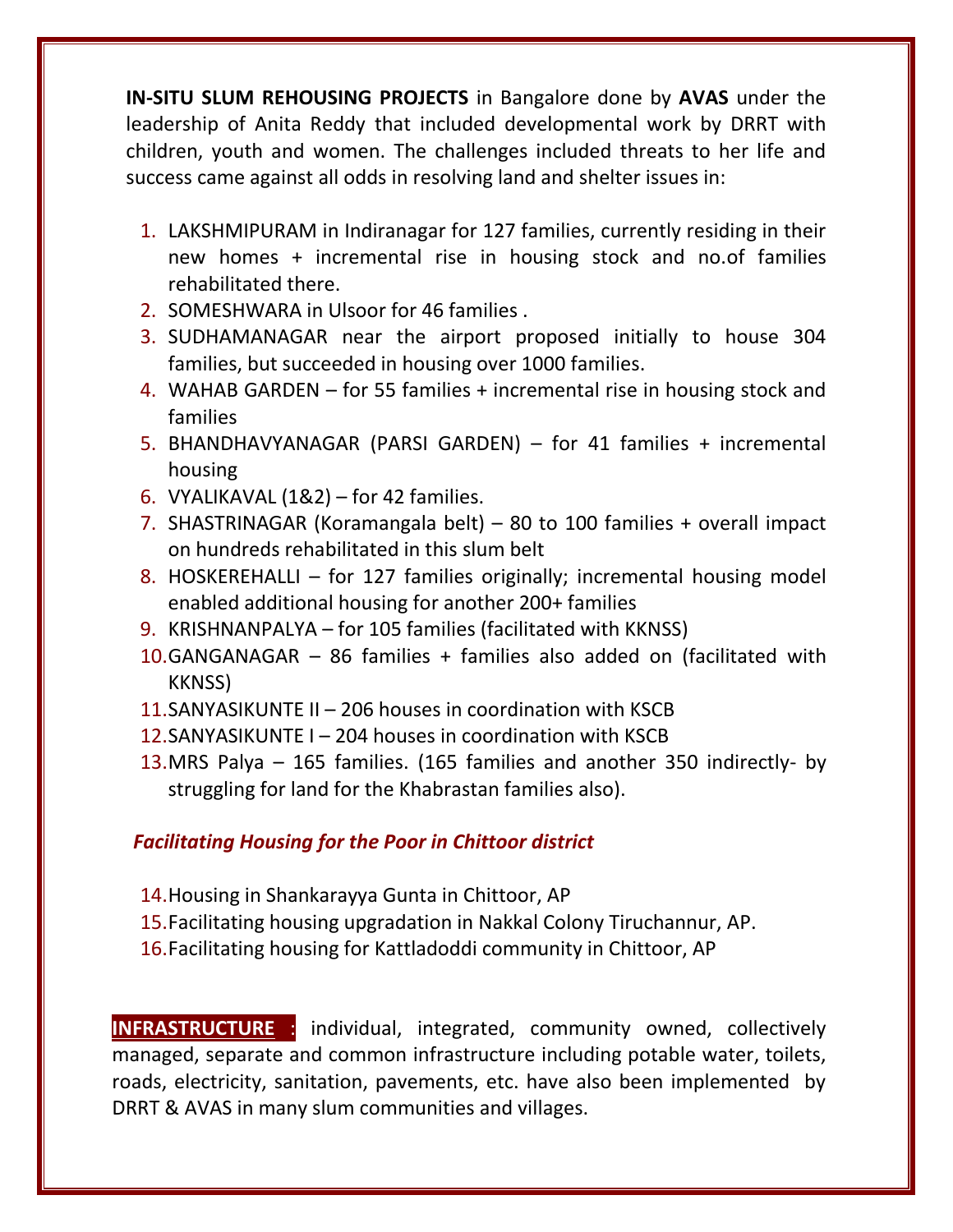**IN-SITU SLUM REHOUSING PROJECTS** in Bangalore done by **AVAS** under the leadership of Anita Reddy that included developmental work by DRRT with children, youth and women. The challenges included threats to her life and success came against all odds in resolving land and shelter issues in:

1. LAKSHMIPURAM in Indiranagar for 127 families, currently residing in their new homes + incremental rise in housing stock and no.of families rehabilitated there.
2. SOMESHWARA in Ulsoor for 46 families .
3. SUDHAMANAGAR near the airport proposed initially to house 304 families, but succeeded in housing over 1000 families.
4. WAHAB GARDEN – for 55 families + incremental rise in housing stock and families
5. BHANDHAVYANAGAR (PARSI GARDEN) – for 41 families + incremental housing
6. VYALIKAVAL (1&2) – for 42 families.
7. SHASTRINAGAR (Koramangala belt) – 80 to 100 families + overall impact on hundreds rehabilitated in this slum belt
8. HOSKEREHALLI – for 127 families originally; incremental housing model enabled additional housing for another 200+ families
9. KRISHNANPALYA – for 105 families (facilitated with KKNSS)
10. GANGANAGAR – 86 families + families also added on (facilitated with KKNSS)
11. SANYASIKUNTE II – 206 houses in coordination with KSCB
12. SANYASIKUNTE I – 204 houses in coordination with KSCB
13. MRS Palya – 165 families. (165 families and another 350 indirectly- by struggling for land for the Khabrastan families also).

***Facilitating Housing for the Poor in Chittoor district***

14. Housing in Shankarayya Gunta in Chittoor, AP
15. Facilitating housing upgradation in Nakkal Colony Tiruchannur, AP.
16. Facilitating housing for Kattladoddi community in Chittoor, AP

**INFRASTRUCTURE** : individual, integrated, community owned, collectively managed, separate and common infrastructure including potable water, toilets, roads, electricity, sanitation, pavements, etc. have also been implemented by DRRT & AVAS in many slum communities and villages.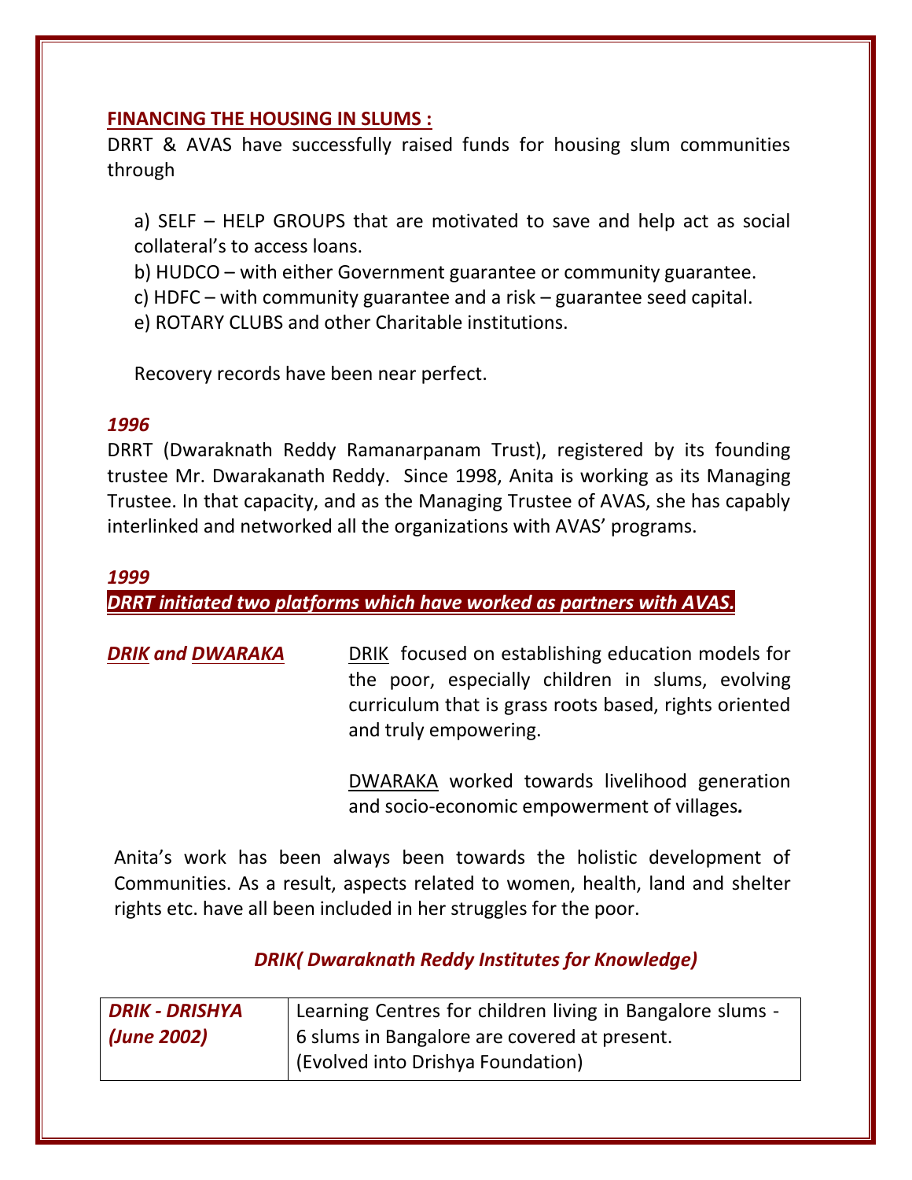## FINANCING THE HOUSING IN SLUMS :

DRRT & AVAS have successfully raised funds for housing slum communities through

a) SELF – HELP GROUPS that are motivated to save and help act as social collateral's to access loans.
b) HUDCO – with either Government guarantee or community guarantee.
c) HDFC – with community guarantee and a risk – guarantee seed capital.
e) ROTARY CLUBS and other Charitable institutions.

Recovery records have been near perfect.

***1996***

DRRT (Dwaraknath Reddy Ramanarpanam Trust), registered by its founding trustee Mr. Dwarakanath Reddy. Since 1998, Anita is working as its Managing Trustee. In that capacity, and as the Managing Trustee of AVAS, she has capably interlinked and networked all the organizations with AVAS' programs.

***1999***

***DRRT initiated two platforms which have worked as partners with AVAS.***

***DRIK and DWARAKA***

DRIK focused on establishing education models for the poor, especially children in slums, evolving curriculum that is grass roots based, rights oriented and truly empowering.

DWARAKA worked towards livelihood generation and socio-economic empowerment of villages*.*

Anita's work has been always been towards the holistic development of Communities. As a result, aspects related to women, health, land and shelter rights etc. have all been included in her struggles for the poor.

### *DRIK( Dwaraknath Reddy Institutes for Knowledge)*

| | |
|---|---|
| ***DRIK - DRISHYA (June 2002)*** | Learning Centres for children living in Bangalore slums - 6 slums in Bangalore are covered at present. (Evolved into Drishya Foundation) |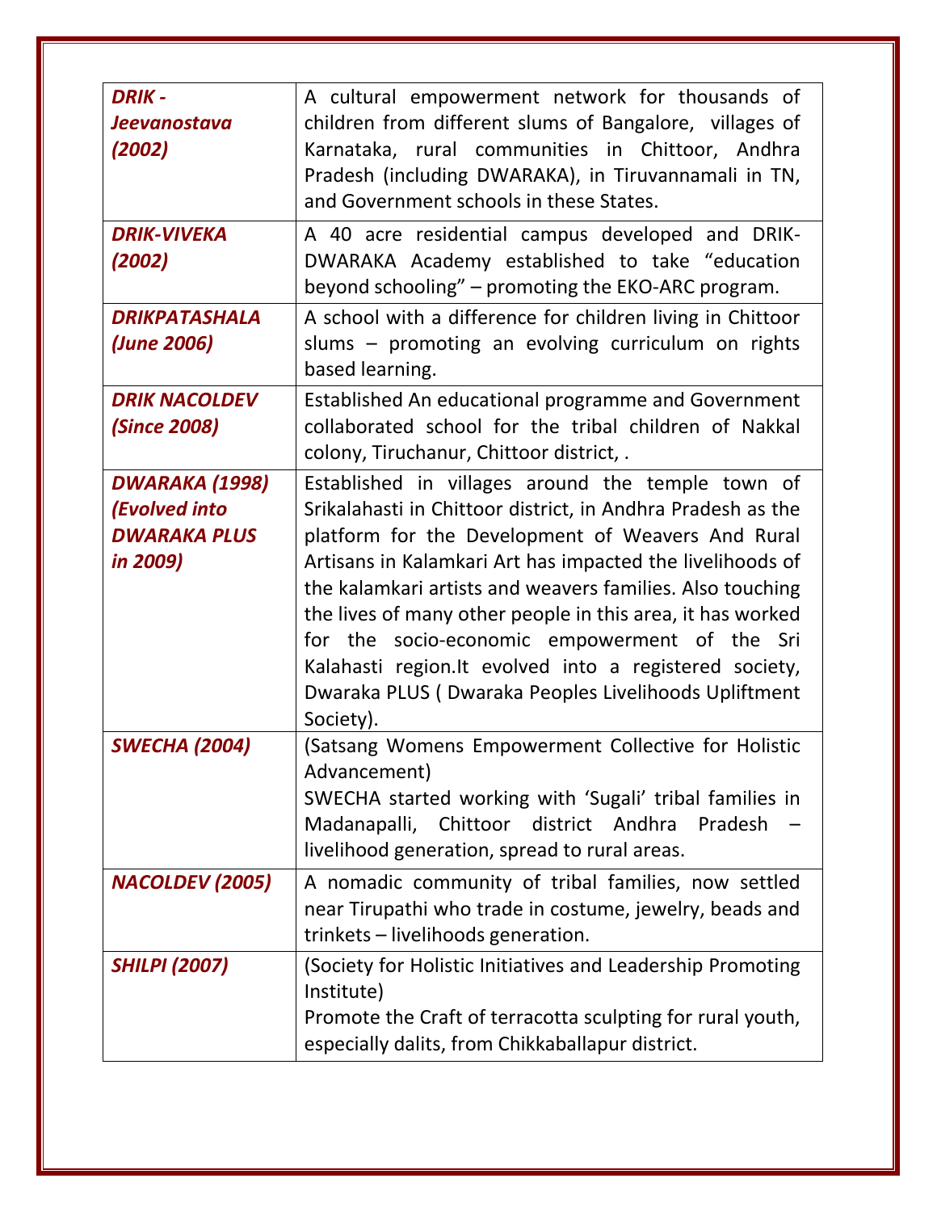| | |
|---|---|
| ***DRIK - Jeevanostava (2002)*** | A cultural empowerment network for thousands of children from different slums of Bangalore, villages of Karnataka, rural communities in Chittoor, Andhra Pradesh (including DWARAKA), in Tiruvannamali in TN, and Government schools in these States. |
| ***DRIK-VIVEKA (2002)*** | A 40 acre residential campus developed and DRIK-DWARAKA Academy established to take "education beyond schooling" – promoting the EKO-ARC program. |
| ***DRIKPATASHALA (June 2006)*** | A school with a difference for children living in Chittoor slums – promoting an evolving curriculum on rights based learning. |
| ***DRIK NACOLDEV (Since 2008)*** | Established An educational programme and Government collaborated school for the tribal children of Nakkal colony, Tiruchanur, Chittoor district, . |
| ***DWARAKA (1998) (Evolved into DWARAKA PLUS in 2009)*** | Established in villages around the temple town of Srikalahasti in Chittoor district, in Andhra Pradesh as the platform for the Development of Weavers And Rural Artisans in Kalamkari Art has impacted the livelihoods of the kalamkari artists and weavers families. Also touching the lives of many other people in this area, it has worked for the socio-economic empowerment of the Sri Kalahasti region.It evolved into a registered society, Dwaraka PLUS ( Dwaraka Peoples Livelihoods Upliftment Society). |
| ***SWECHA (2004)*** | (Satsang Womens Empowerment Collective for Holistic Advancement) SWECHA started working with 'Sugali' tribal families in Madanapalli, Chittoor district Andhra Pradesh – livelihood generation, spread to rural areas. |
| ***NACOLDEV (2005)*** | A nomadic community of tribal families, now settled near Tirupathi who trade in costume, jewelry, beads and trinkets – livelihoods generation. |
| ***SHILPI (2007)*** | (Society for Holistic Initiatives and Leadership Promoting Institute) Promote the Craft of terracotta sculpting for rural youth, especially dalits, from Chikkaballapur district. |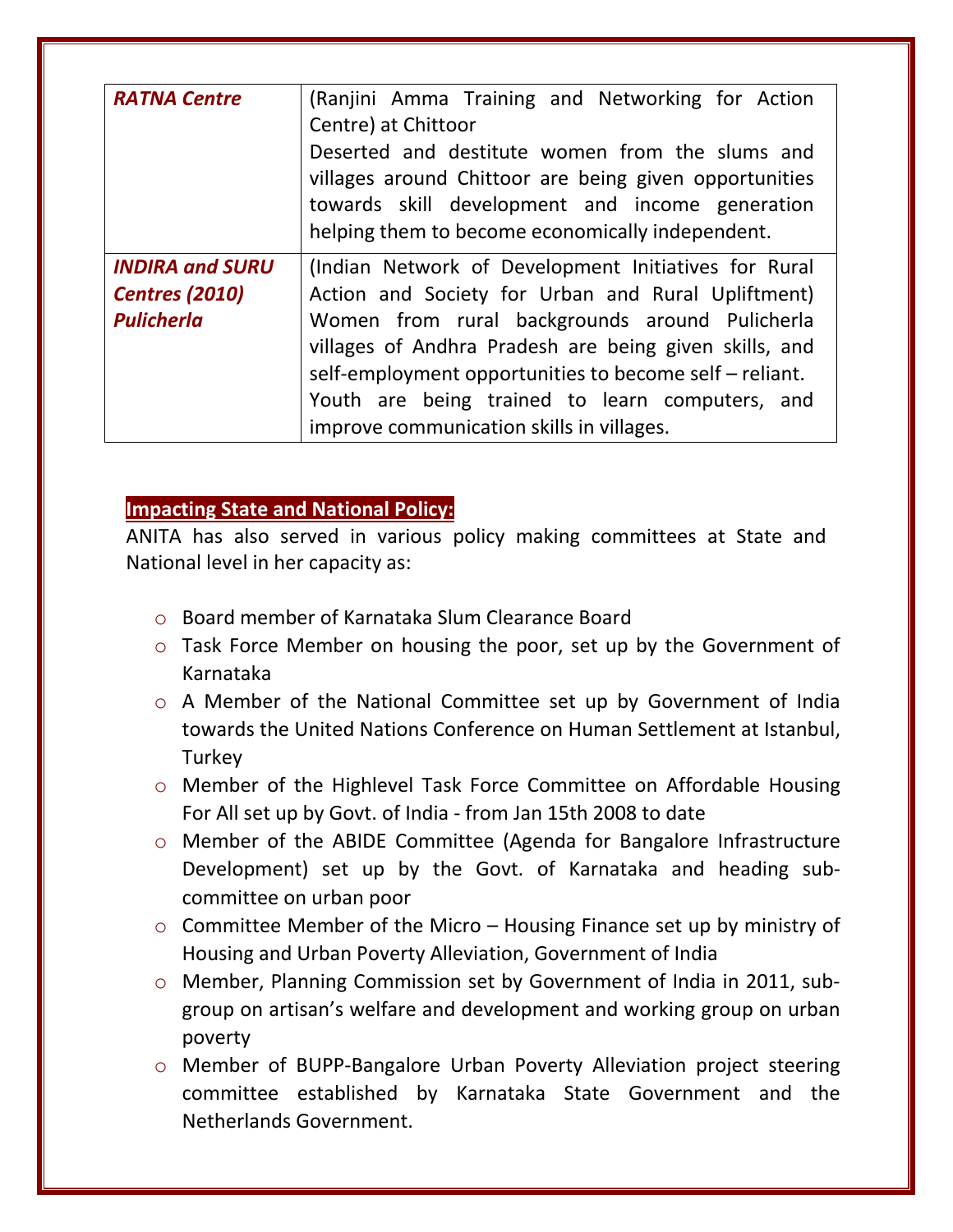| | |
|---|---|
| ***RATNA Centre*** | (Ranjini Amma Training and Networking for Action Centre) at Chittoor<br>Deserted and destitute women from the slums and villages around Chittoor are being given opportunities towards skill development and income generation helping them to become economically independent. |
| ***INDIRA and SURU Centres (2010) Pulicherla*** | (Indian Network of Development Initiatives for Rural Action and Society for Urban and Rural Upliftment) Women from rural backgrounds around Pulicherla villages of Andhra Pradesh are being given skills, and self-employment opportunities to become self – reliant. Youth are being trained to learn computers, and improve communication skills in villages. |

**Impacting State and National Policy:**

ANITA has also served in various policy making committees at State and National level in her capacity as:

- Board member of Karnataka Slum Clearance Board
- Task Force Member on housing the poor, set up by the Government of Karnataka
- A Member of the National Committee set up by Government of India towards the United Nations Conference on Human Settlement at Istanbul, Turkey
- Member of the Highlevel Task Force Committee on Affordable Housing For All set up by Govt. of India - from Jan 15th 2008 to date
- Member of the ABIDE Committee (Agenda for Bangalore Infrastructure Development) set up by the Govt. of Karnataka and heading sub-committee on urban poor
- Committee Member of the Micro – Housing Finance set up by ministry of Housing and Urban Poverty Alleviation, Government of India
- Member, Planning Commission set by Government of India in 2011, sub-group on artisan's welfare and development and working group on urban poverty
- Member of BUPP-Bangalore Urban Poverty Alleviation project steering committee established by Karnataka State Government and the Netherlands Government.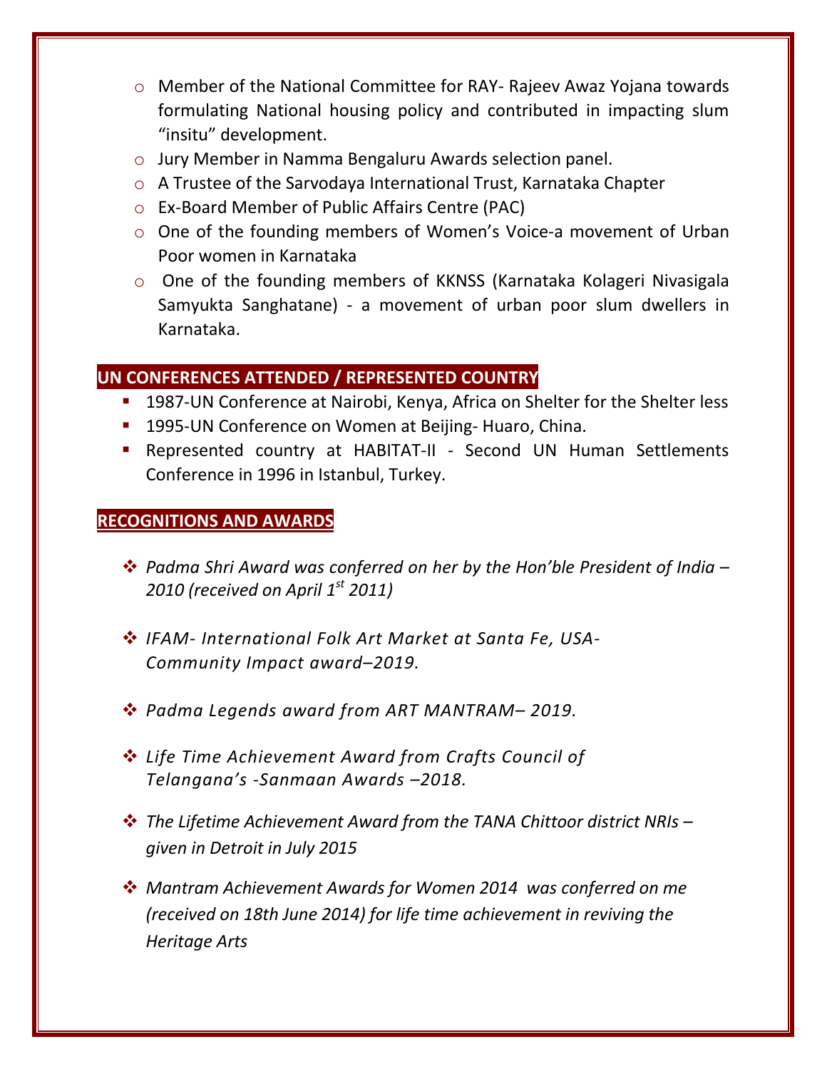- Member of the National Committee for RAY- Rajeev Awaz Yojana towards formulating National housing policy and contributed in impacting slum "insitu" development.
- Jury Member in Namma Bengaluru Awards selection panel.
- A Trustee of the Sarvodaya International Trust, Karnataka Chapter
- Ex-Board Member of Public Affairs Centre (PAC)
- One of the founding members of Women's Voice-a movement of Urban Poor women in Karnataka
- One of the founding members of KKNSS (Karnataka Kolageri Nivasigala Samyukta Sanghatane) - a movement of urban poor slum dwellers in Karnataka.

## UN CONFERENCES ATTENDED / REPRESENTED COUNTRY

- 1987-UN Conference at Nairobi, Kenya, Africa on Shelter for the Shelter less
- 1995-UN Conference on Women at Beijing- Huaro, China.
- Represented country at HABITAT-II - Second UN Human Settlements Conference in 1996 in Istanbul, Turkey.

## RECOGNITIONS AND AWARDS

- *Padma Shri Award was conferred on her by the Hon'ble President of India – 2010 (received on April 1st 2011)*
- *IFAM- International Folk Art Market at Santa Fe, USA- Community Impact award–2019.*
- *Padma Legends award from ART MANTRAM– 2019.*
- *Life Time Achievement Award from Crafts Council of Telangana's -Sanmaan Awards –2018.*
- *The Lifetime Achievement Award from the TANA Chittoor district NRIs – given in Detroit in July 2015*
- *Mantram Achievement Awards for Women 2014 was conferred on me (received on 18th June 2014) for life time achievement in reviving the Heritage Arts*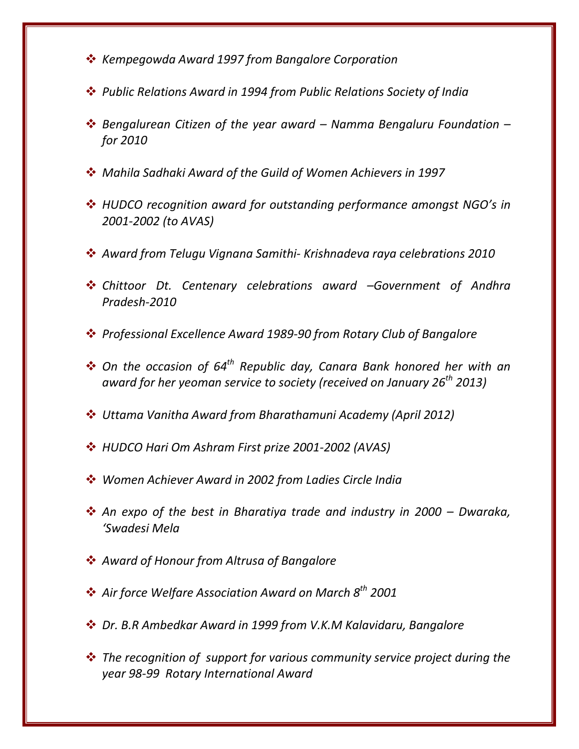- *Kempegowda Award 1997 from Bangalore Corporation*
- *Public Relations Award in 1994 from Public Relations Society of India*
- *Bengalurean Citizen of the year award – Namma Bengaluru Foundation – for 2010*
- *Mahila Sadhaki Award of the Guild of Women Achievers in 1997*
- *HUDCO recognition award for outstanding performance amongst NGO's in 2001-2002 (to AVAS)*
- *Award from Telugu Vignana Samithi- Krishnadeva raya celebrations 2010*
- *Chittoor Dt. Centenary celebrations award –Government of Andhra Pradesh-2010*
- *Professional Excellence Award 1989-90 from Rotary Club of Bangalore*
- *On the occasion of 64th Republic day, Canara Bank honored her with an award for her yeoman service to society (received on January 26th 2013)*
- *Uttama Vanitha Award from Bharathamuni Academy (April 2012)*
- *HUDCO Hari Om Ashram First prize 2001-2002 (AVAS)*
- *Women Achiever Award in 2002 from Ladies Circle India*
- *An expo of the best in Bharatiya trade and industry in 2000 – Dwaraka, 'Swadesi Mela*
- *Award of Honour from Altrusa of Bangalore*
- *Air force Welfare Association Award on March 8th 2001*
- *Dr. B.R Ambedkar Award in 1999 from V.K.M Kalavidaru, Bangalore*
- *The recognition of support for various community service project during the year 98-99 Rotary International Award*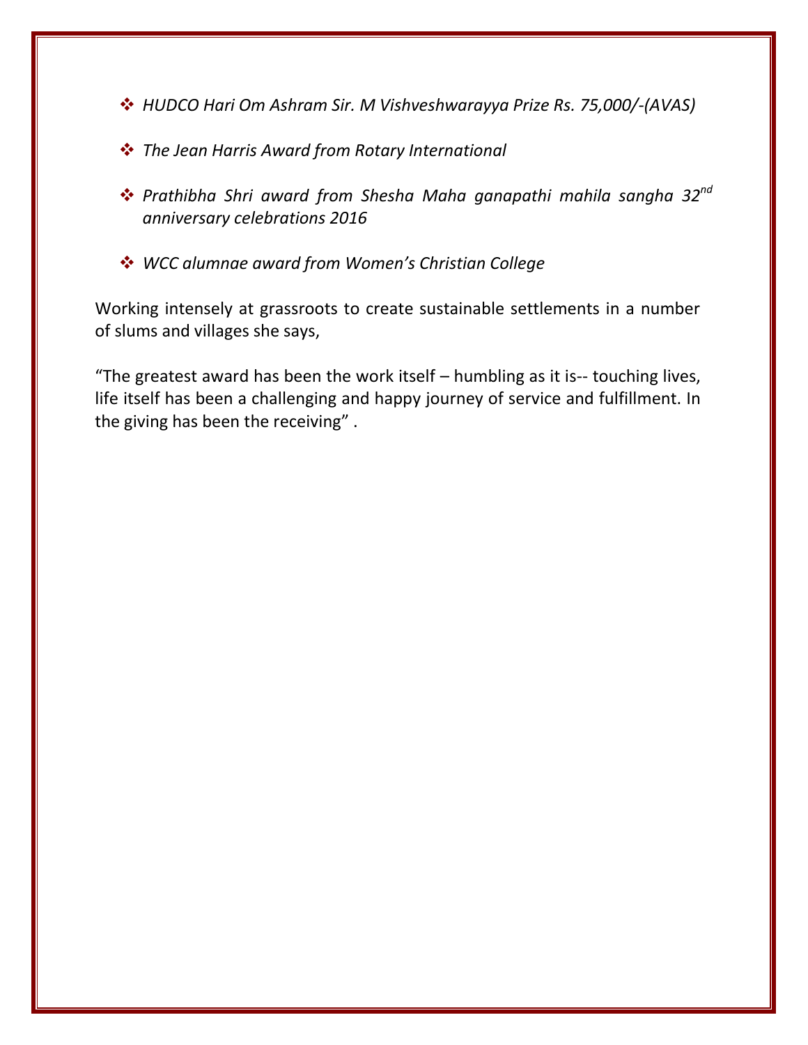- *HUDCO Hari Om Ashram Sir. M Vishveshwarayya Prize Rs. 75,000/-(AVAS)*

- *The Jean Harris Award from Rotary International*

- *Prathibha Shri award from Shesha Maha ganapathi mahila sangha 32nd anniversary celebrations 2016*

- *WCC alumnae award from Women's Christian College*

Working intensely at grassroots to create sustainable settlements in a number of slums and villages she says,

"The greatest award has been the work itself – humbling as it is-- touching lives, life itself has been a challenging and happy journey of service and fulfillment. In the giving has been the receiving" .